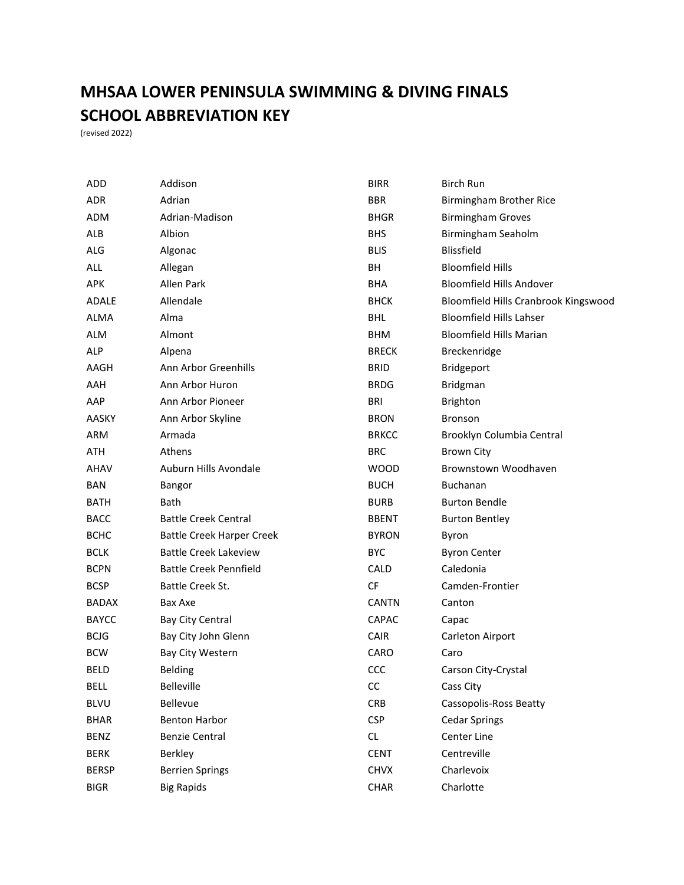# MHSAA LOWER PENINSULA SWIMMING & DIVING FINALS
# SCHOOL ABBREVIATION KEY

(revised 2022)

| Abbreviation | School |
|---|---|
| ADD | Addison |
| ADR | Adrian |
| ADM | Adrian-Madison |
| ALB | Albion |
| ALG | Algonac |
| ALL | Allegan |
| APK | Allen Park |
| ADALE | Allendale |
| ALMA | Alma |
| ALM | Almont |
| ALP | Alpena |
| AAGH | Ann Arbor Greenhills |
| AAH | Ann Arbor Huron |
| AAP | Ann Arbor Pioneer |
| AASKY | Ann Arbor Skyline |
| ARM | Armada |
| ATH | Athens |
| AHAV | Auburn Hills Avondale |
| BAN | Bangor |
| BATH | Bath |
| BACC | Battle Creek Central |
| BCHC | Battle Creek Harper Creek |
| BCLK | Battle Creek Lakeview |
| BCPN | Battle Creek Pennfield |
| BCSP | Battle Creek St. |
| BADAX | Bax Axe |
| BAYCC | Bay City Central |
| BCJG | Bay City John Glenn |
| BCW | Bay City Western |
| BELD | Belding |
| BELL | Belleville |
| BLVU | Bellevue |
| BHAR | Benton Harbor |
| BENZ | Benzie Central |
| BERK | Berkley |
| BERSP | Berrien Springs |
| BIGR | Big Rapids |
| BIRR | Birch Run |
| BBR | Birmingham Brother Rice |
| BHGR | Birmingham Groves |
| BHS | Birmingham Seaholm |
| BLIS | Blissfield |
| BH | Bloomfield Hills |
| BHA | Bloomfield Hills Andover |
| BHCK | Bloomfield Hills Cranbrook Kingswood |
| BHL | Bloomfield Hills Lahser |
| BHM | Bloomfield Hills Marian |
| BRECK | Breckenridge |
| BRID | Bridgeport |
| BRDG | Bridgman |
| BRI | Brighton |
| BRON | Bronson |
| BRKCC | Brooklyn Columbia Central |
| BRC | Brown City |
| WOOD | Brownstown Woodhaven |
| BUCH | Buchanan |
| BURB | Burton Bendle |
| BBENT | Burton Bentley |
| BYRON | Byron |
| BYC | Byron Center |
| CALD | Caledonia |
| CF | Camden-Frontier |
| CANTN | Canton |
| CAPAC | Capac |
| CAIR | Carleton Airport |
| CARO | Caro |
| CCC | Carson City-Crystal |
| CC | Cass City |
| CRB | Cassopolis-Ross Beatty |
| CSP | Cedar Springs |
| CL | Center Line |
| CENT | Centreville |
| CHVX | Charlevoix |
| CHAR | Charlotte |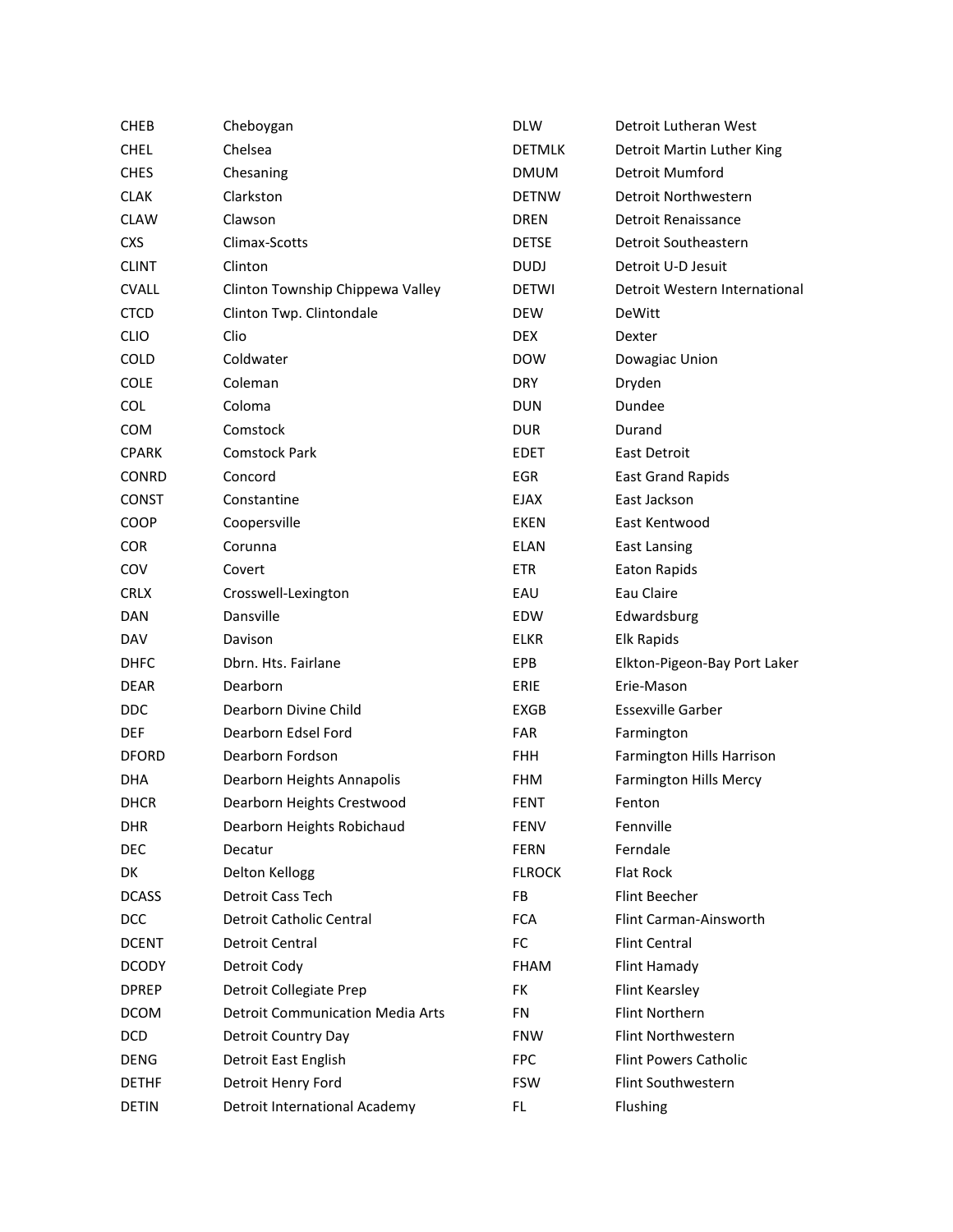| | |
|---|---|
| CHEB | Cheboygan |
| CHEL | Chelsea |
| CHES | Chesaning |
| CLAK | Clarkston |
| CLAW | Clawson |
| CXS | Climax-Scotts |
| CLINT | Clinton |
| CVALL | Clinton Township Chippewa Valley |
| CTCD | Clinton Twp. Clintondale |
| CLIO | Clio |
| COLD | Coldwater |
| COLE | Coleman |
| COL | Coloma |
| COM | Comstock |
| CPARK | Comstock Park |
| CONRD | Concord |
| CONST | Constantine |
| COOP | Coopersville |
| COR | Corunna |
| COV | Covert |
| CRLX | Crosswell-Lexington |
| DAN | Dansville |
| DAV | Davison |
| DHFC | Dbrn. Hts. Fairlane |
| DEAR | Dearborn |
| DDC | Dearborn Divine Child |
| DEF | Dearborn Edsel Ford |
| DFORD | Dearborn Fordson |
| DHA | Dearborn Heights Annapolis |
| DHCR | Dearborn Heights Crestwood |
| DHR | Dearborn Heights Robichaud |
| DEC | Decatur |
| DK | Delton Kellogg |
| DCASS | Detroit Cass Tech |
| DCC | Detroit Catholic Central |
| DCENT | Detroit Central |
| DCODY | Detroit Cody |
| DPREP | Detroit Collegiate Prep |
| DCOM | Detroit Communication Media Arts |
| DCD | Detroit Country Day |
| DENG | Detroit East English |
| DETHF | Detroit Henry Ford |
| DETIN | Detroit International Academy |
| DLW | Detroit Lutheran West |
| DETMLK | Detroit Martin Luther King |
| DMUM | Detroit Mumford |
| DETNW | Detroit Northwestern |
| DREN | Detroit Renaissance |
| DETSE | Detroit Southeastern |
| DUDJ | Detroit U-D Jesuit |
| DETWI | Detroit Western International |
| DEW | DeWitt |
| DEX | Dexter |
| DOW | Dowagiac Union |
| DRY | Dryden |
| DUN | Dundee |
| DUR | Durand |
| EDET | East Detroit |
| EGR | East Grand Rapids |
| EJAX | East Jackson |
| EKEN | East Kentwood |
| ELAN | East Lansing |
| ETR | Eaton Rapids |
| EAU | Eau Claire |
| EDW | Edwardsburg |
| ELKR | Elk Rapids |
| EPB | Elkton-Pigeon-Bay Port Laker |
| ERIE | Erie-Mason |
| EXGB | Essexville Garber |
| FAR | Farmington |
| FHH | Farmington Hills Harrison |
| FHM | Farmington Hills Mercy |
| FENT | Fenton |
| FENV | Fennville |
| FERN | Ferndale |
| FLROCK | Flat Rock |
| FB | Flint Beecher |
| FCA | Flint Carman-Ainsworth |
| FC | Flint Central |
| FHAM | Flint Hamady |
| FK | Flint Kearsley |
| FN | Flint Northern |
| FNW | Flint Northwestern |
| FPC | Flint Powers Catholic |
| FSW | Flint Southwestern |
| FL | Flushing |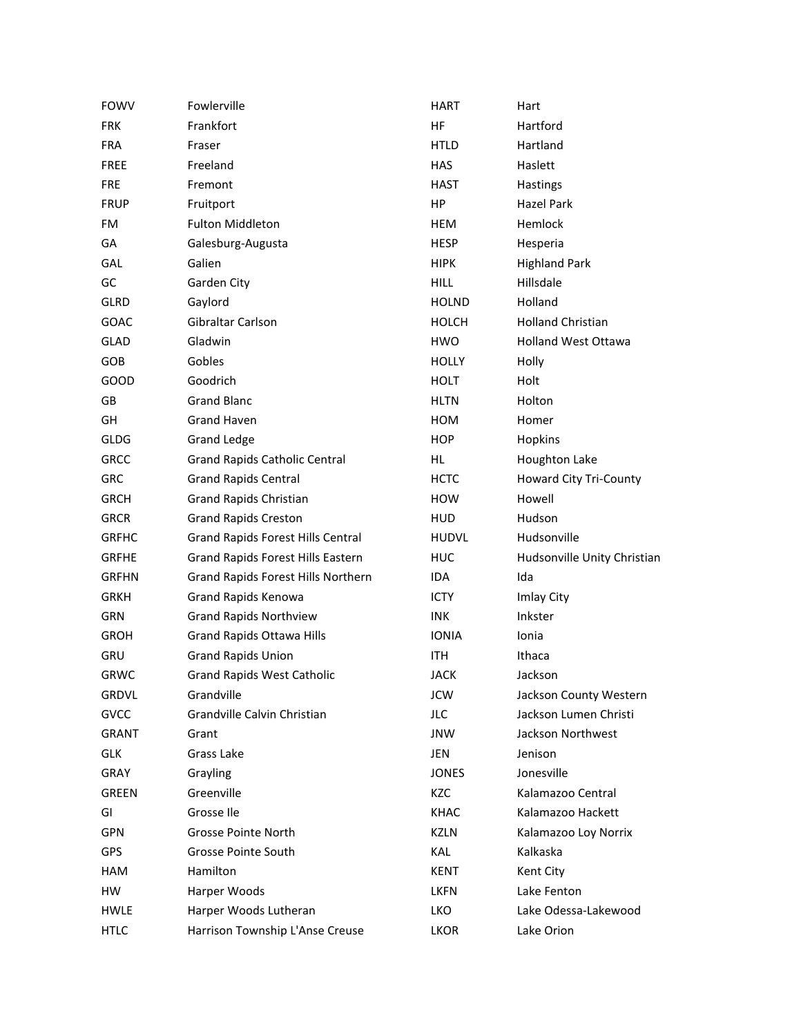| | |
|---|---|
| FOWV | Fowlerville |
| FRK | Frankfort |
| FRA | Fraser |
| FREE | Freeland |
| FRE | Fremont |
| FRUP | Fruitport |
| FM | Fulton Middleton |
| GA | Galesburg-Augusta |
| GAL | Galien |
| GC | Garden City |
| GLRD | Gaylord |
| GOAC | Gibraltar Carlson |
| GLAD | Gladwin |
| GOB | Gobles |
| GOOD | Goodrich |
| GB | Grand Blanc |
| GH | Grand Haven |
| GLDG | Grand Ledge |
| GRCC | Grand Rapids Catholic Central |
| GRC | Grand Rapids Central |
| GRCH | Grand Rapids Christian |
| GRCR | Grand Rapids Creston |
| GRFHC | Grand Rapids Forest Hills Central |
| GRFHE | Grand Rapids Forest Hills Eastern |
| GRFHN | Grand Rapids Forest Hills Northern |
| GRKH | Grand Rapids Kenowa |
| GRN | Grand Rapids Northview |
| GROH | Grand Rapids Ottawa Hills |
| GRU | Grand Rapids Union |
| GRWC | Grand Rapids West Catholic |
| GRDVL | Grandville |
| GVCC | Grandville Calvin Christian |
| GRANT | Grant |
| GLK | Grass Lake |
| GRAY | Grayling |
| GREEN | Greenville |
| GI | Grosse Ile |
| GPN | Grosse Pointe North |
| GPS | Grosse Pointe South |
| HAM | Hamilton |
| HW | Harper Woods |
| HWLE | Harper Woods Lutheran |
| HTLC | Harrison Township L'Anse Creuse |
| HART | Hart |
| HF | Hartford |
| HTLD | Hartland |
| HAS | Haslett |
| HAST | Hastings |
| HP | Hazel Park |
| HEM | Hemlock |
| HESP | Hesperia |
| HIPK | Highland Park |
| HILL | Hillsdale |
| HOLND | Holland |
| HOLCH | Holland Christian |
| HWO | Holland West Ottawa |
| HOLLY | Holly |
| HOLT | Holt |
| HLTN | Holton |
| HOM | Homer |
| HOP | Hopkins |
| HL | Houghton Lake |
| HCTC | Howard City Tri-County |
| HOW | Howell |
| HUD | Hudson |
| HUDVL | Hudsonville |
| HUC | Hudsonville Unity Christian |
| IDA | Ida |
| ICTY | Imlay City |
| INK | Inkster |
| IONIA | Ionia |
| ITH | Ithaca |
| JACK | Jackson |
| JCW | Jackson County Western |
| JLC | Jackson Lumen Christi |
| JNW | Jackson Northwest |
| JEN | Jenison |
| JONES | Jonesville |
| KZC | Kalamazoo Central |
| KHAC | Kalamazoo Hackett |
| KZLN | Kalamazoo Loy Norrix |
| KAL | Kalkaska |
| KENT | Kent City |
| LKFN | Lake Fenton |
| LKO | Lake Odessa-Lakewood |
| LKOR | Lake Orion |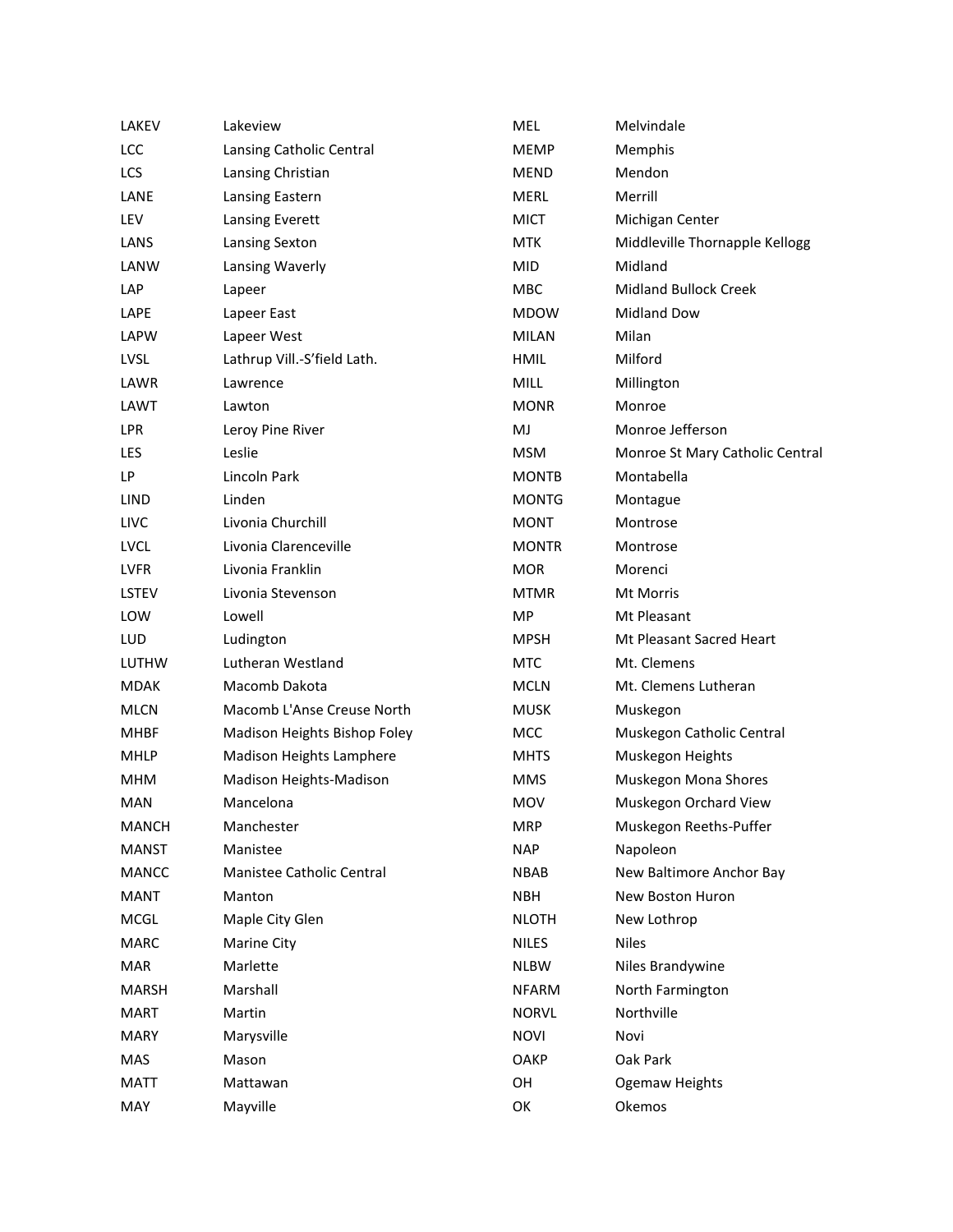| | |
|---|---|
| LAKEV | Lakeview |
| LCC | Lansing Catholic Central |
| LCS | Lansing Christian |
| LANE | Lansing Eastern |
| LEV | Lansing Everett |
| LANS | Lansing Sexton |
| LANW | Lansing Waverly |
| LAP | Lapeer |
| LAPE | Lapeer East |
| LAPW | Lapeer West |
| LVSL | Lathrup Vill.-S'field Lath. |
| LAWR | Lawrence |
| LAWT | Lawton |
| LPR | Leroy Pine River |
| LES | Leslie |
| LP | Lincoln Park |
| LIND | Linden |
| LIVC | Livonia Churchill |
| LVCL | Livonia Clarenceville |
| LVFR | Livonia Franklin |
| LSTEV | Livonia Stevenson |
| LOW | Lowell |
| LUD | Ludington |
| LUTHW | Lutheran Westland |
| MDAK | Macomb Dakota |
| MLCN | Macomb L'Anse Creuse North |
| MHBF | Madison Heights Bishop Foley |
| MHLP | Madison Heights Lamphere |
| MHM | Madison Heights-Madison |
| MAN | Mancelona |
| MANCH | Manchester |
| MANST | Manistee |
| MANCC | Manistee Catholic Central |
| MANT | Manton |
| MCGL | Maple City Glen |
| MARC | Marine City |
| MAR | Marlette |
| MARSH | Marshall |
| MART | Martin |
| MARY | Marysville |
| MAS | Mason |
| MATT | Mattawan |
| MAY | Mayville |
| MEL | Melvindale |
| MEMP | Memphis |
| MEND | Mendon |
| MERL | Merrill |
| MICT | Michigan Center |
| MTK | Middleville Thornapple Kellogg |
| MID | Midland |
| MBC | Midland Bullock Creek |
| MDOW | Midland Dow |
| MILAN | Milan |
| HMIL | Milford |
| MILL | Millington |
| MONR | Monroe |
| MJ | Monroe Jefferson |
| MSM | Monroe St Mary Catholic Central |
| MONTB | Montabella |
| MONTG | Montague |
| MONT | Montrose |
| MONTR | Montrose |
| MOR | Morenci |
| MTMR | Mt Morris |
| MP | Mt Pleasant |
| MPSH | Mt Pleasant Sacred Heart |
| MTC | Mt. Clemens |
| MCLN | Mt. Clemens Lutheran |
| MUSK | Muskegon |
| MCC | Muskegon Catholic Central |
| MHTS | Muskegon Heights |
| MMS | Muskegon Mona Shores |
| MOV | Muskegon Orchard View |
| MRP | Muskegon Reeths-Puffer |
| NAP | Napoleon |
| NBAB | New Baltimore Anchor Bay |
| NBH | New Boston Huron |
| NLOTH | New Lothrop |
| NILES | Niles |
| NLBW | Niles Brandywine |
| NFARM | North Farmington |
| NORVL | Northville |
| NOVI | Novi |
| OAKP | Oak Park |
| OH | Ogemaw Heights |
| OK | Okemos |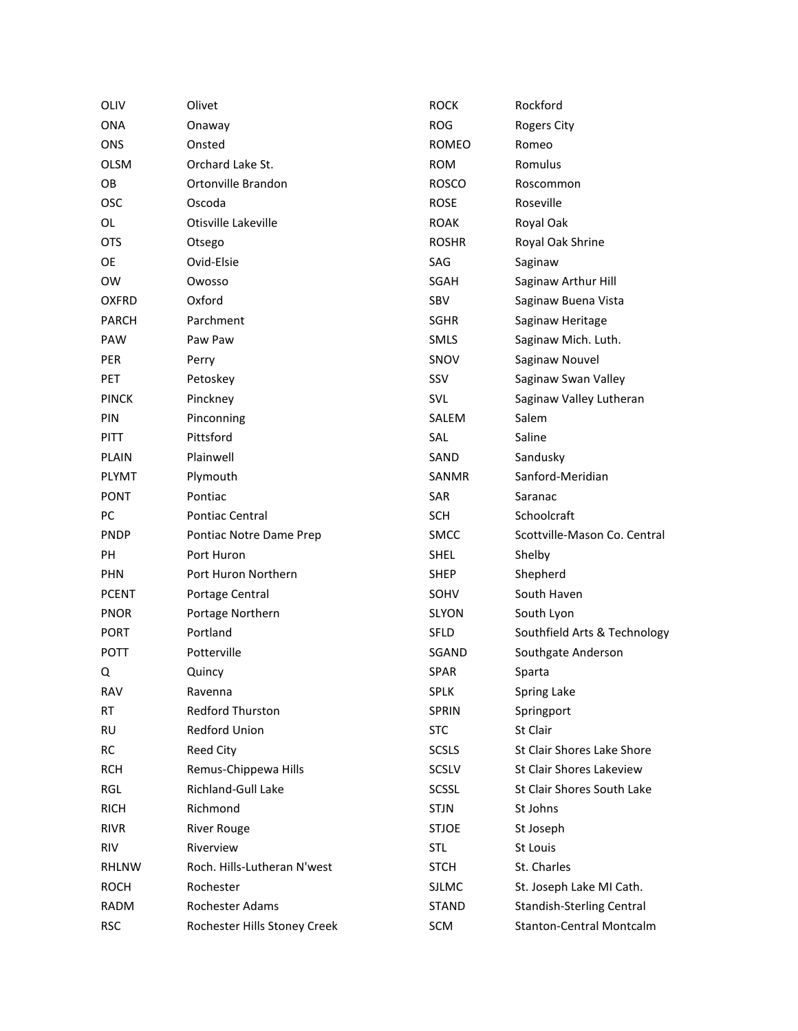| | |
|---|---|
| OLIV | Olivet |
| ONA | Onaway |
| ONS | Onsted |
| OLSM | Orchard Lake St. |
| OB | Ortonville Brandon |
| OSC | Oscoda |
| OL | Otisville Lakeville |
| OTS | Otsego |
| OE | Ovid-Elsie |
| OW | Owosso |
| OXFRD | Oxford |
| PARCH | Parchment |
| PAW | Paw Paw |
| PER | Perry |
| PET | Petoskey |
| PINCK | Pinckney |
| PIN | Pinconning |
| PITT | Pittsford |
| PLAIN | Plainwell |
| PLYMT | Plymouth |
| PONT | Pontiac |
| PC | Pontiac Central |
| PNDP | Pontiac Notre Dame Prep |
| PH | Port Huron |
| PHN | Port Huron Northern |
| PCENT | Portage Central |
| PNOR | Portage Northern |
| PORT | Portland |
| POTT | Potterville |
| Q | Quincy |
| RAV | Ravenna |
| RT | Redford Thurston |
| RU | Redford Union |
| RC | Reed City |
| RCH | Remus-Chippewa Hills |
| RGL | Richland-Gull Lake |
| RICH | Richmond |
| RIVR | River Rouge |
| RIV | Riverview |
| RHLNW | Roch. Hills-Lutheran N'west |
| ROCH | Rochester |
| RADM | Rochester Adams |
| RSC | Rochester Hills Stoney Creek |
| ROCK | Rockford |
| ROG | Rogers City |
| ROMEO | Romeo |
| ROM | Romulus |
| ROSCO | Roscommon |
| ROSE | Roseville |
| ROAK | Royal Oak |
| ROSHR | Royal Oak Shrine |
| SAG | Saginaw |
| SGAH | Saginaw Arthur Hill |
| SBV | Saginaw Buena Vista |
| SGHR | Saginaw Heritage |
| SMLS | Saginaw Mich. Luth. |
| SNOV | Saginaw Nouvel |
| SSV | Saginaw Swan Valley |
| SVL | Saginaw Valley Lutheran |
| SALEM | Salem |
| SAL | Saline |
| SAND | Sandusky |
| SANMR | Sanford-Meridian |
| SAR | Saranac |
| SCH | Schoolcraft |
| SMCC | Scottville-Mason Co. Central |
| SHEL | Shelby |
| SHEP | Shepherd |
| SOHV | South Haven |
| SLYON | South Lyon |
| SFLD | Southfield Arts & Technology |
| SGAND | Southgate Anderson |
| SPAR | Sparta |
| SPLK | Spring Lake |
| SPRIN | Springport |
| STC | St Clair |
| SCSLS | St Clair Shores Lake Shore |
| SCSLV | St Clair Shores Lakeview |
| SCSSL | St Clair Shores South Lake |
| STJN | St Johns |
| STJOE | St Joseph |
| STL | St Louis |
| STCH | St. Charles |
| SJLMC | St. Joseph Lake MI Cath. |
| STAND | Standish-Sterling Central |
| SCM | Stanton-Central Montcalm |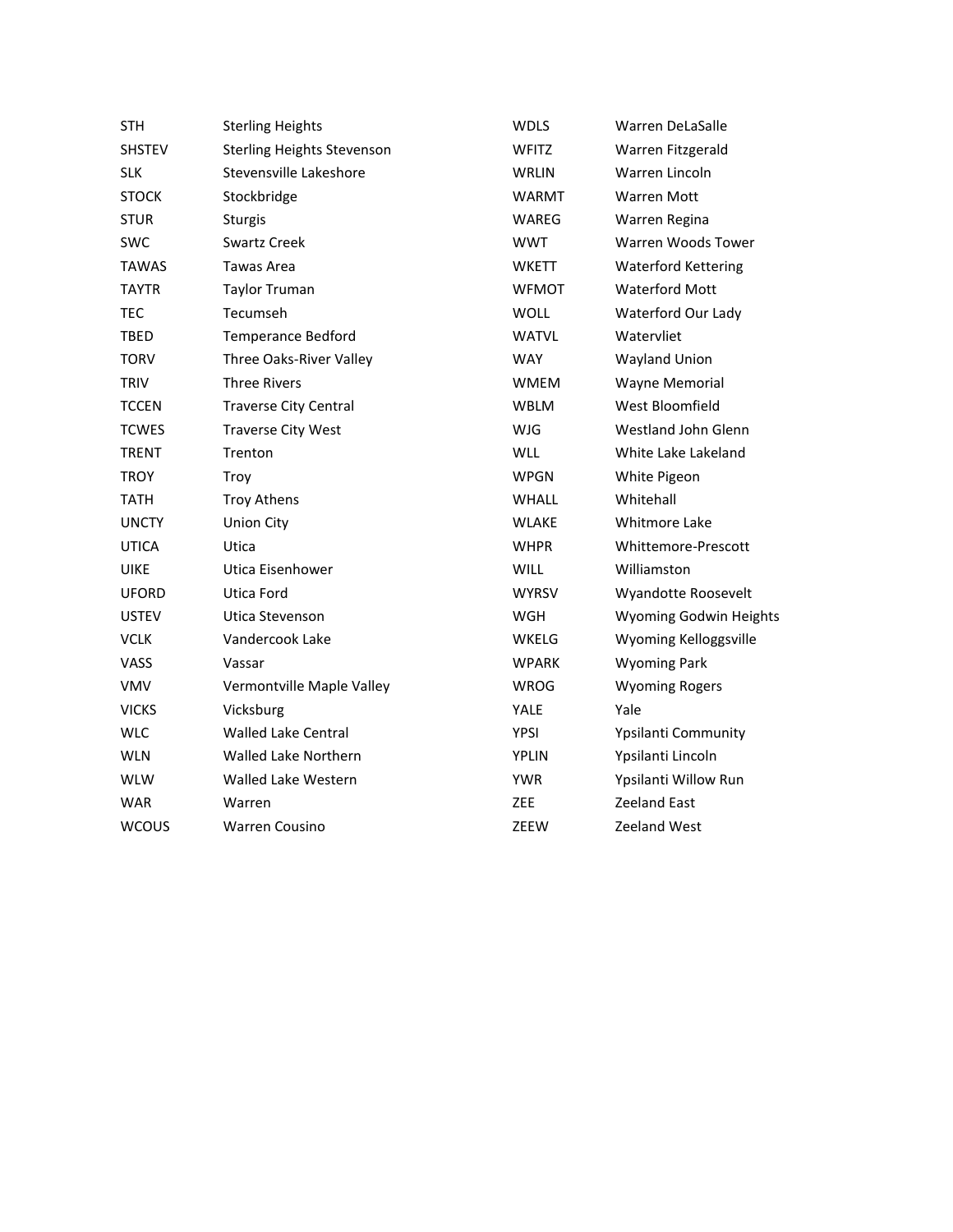| | |
|---|---|
| STH | Sterling Heights |
| SHSTEV | Sterling Heights Stevenson |
| SLK | Stevensville Lakeshore |
| STOCK | Stockbridge |
| STUR | Sturgis |
| SWC | Swartz Creek |
| TAWAS | Tawas Area |
| TAYTR | Taylor Truman |
| TEC | Tecumseh |
| TBED | Temperance Bedford |
| TORV | Three Oaks-River Valley |
| TRIV | Three Rivers |
| TCCEN | Traverse City Central |
| TCWES | Traverse City West |
| TRENT | Trenton |
| TROY | Troy |
| TATH | Troy Athens |
| UNCTY | Union City |
| UTICA | Utica |
| UIKE | Utica Eisenhower |
| UFORD | Utica Ford |
| USTEV | Utica Stevenson |
| VCLK | Vandercook Lake |
| VASS | Vassar |
| VMV | Vermontville Maple Valley |
| VICKS | Vicksburg |
| WLC | Walled Lake Central |
| WLN | Walled Lake Northern |
| WLW | Walled Lake Western |
| WAR | Warren |
| WCOUS | Warren Cousino |
| WDLS | Warren DeLaSalle |
| WFITZ | Warren Fitzgerald |
| WRLIN | Warren Lincoln |
| WARMT | Warren Mott |
| WAREG | Warren Regina |
| WWT | Warren Woods Tower |
| WKETT | Waterford Kettering |
| WFMOT | Waterford Mott |
| WOLL | Waterford Our Lady |
| WATVL | Watervliet |
| WAY | Wayland Union |
| WMEM | Wayne Memorial |
| WBLM | West Bloomfield |
| WJG | Westland John Glenn |
| WLL | White Lake Lakeland |
| WPGN | White Pigeon |
| WHALL | Whitehall |
| WLAKE | Whitmore Lake |
| WHPR | Whittemore-Prescott |
| WILL | Williamston |
| WYRSV | Wyandotte Roosevelt |
| WGH | Wyoming Godwin Heights |
| WKELG | Wyoming Kelloggsville |
| WPARK | Wyoming Park |
| WROG | Wyoming Rogers |
| YALE | Yale |
| YPSI | Ypsilanti Community |
| YPLIN | Ypsilanti Lincoln |
| YWR | Ypsilanti Willow Run |
| ZEE | Zeeland East |
| ZEEW | Zeeland West |